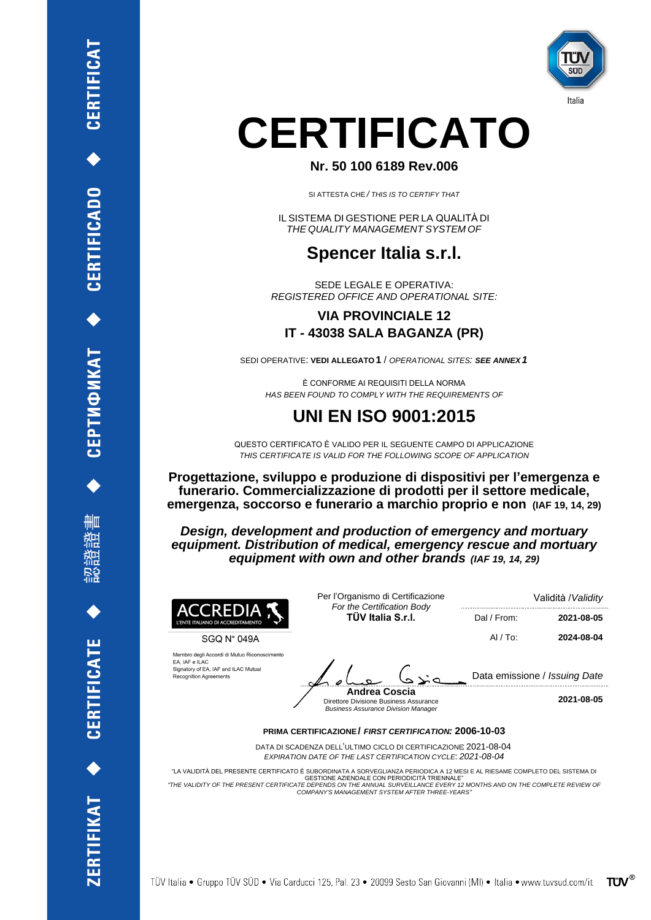# CERTIFICATO

**Nr. 50 100 6189 Rev.006**

SI ATTESTA CHE / *THIS IS TO CERTIFY THAT*

IL SISTEMA DI GESTIONE PER LA QUALITÀ DI
*THE QUALITY MANAGEMENT SYSTEM OF*

## Spencer Italia s.r.l.

SEDE LEGALE E OPERATIVA:
*REGISTERED OFFICE AND OPERATIONAL SITE:*

**VIA PROVINCIALE 12**
**IT - 43038 SALA BAGANZA (PR)**

SEDI OPERATIVE: **VEDI ALLEGATO 1** / *OPERATIONAL SITES:* ***SEE ANNEX 1***

È CONFORME AI REQUISITI DELLA NORMA
*HAS BEEN FOUND TO COMPLY WITH THE REQUIREMENTS OF*

## UNI EN ISO 9001:2015

QUESTO CERTIFICATO È VALIDO PER IL SEGUENTE CAMPO DI APPLICAZIONE
*THIS CERTIFICATE IS VALID FOR THE FOLLOWING SCOPE OF APPLICATION*

**Progettazione, sviluppo e produzione di dispositivi per l'emergenza e funerario. Commercializzazione di prodotti per il settore medicale, emergenza, soccorso e funerario a marchio proprio e non (IAF 19, 14, 29)**

***Design, development and production of emergency and mortuary equipment. Distribution of medical, emergency rescue and mortuary equipment with own and other brands (IAF 19, 14, 29)***

ACCREDIA
L'ENTE ITALIANO DI ACCREDITAMENTO

SGQ N° 049A

Membro degli Accordi di Mutuo Riconoscimento EA, IAF e ILAC
Signatory of EA, IAF and ILAC Mutual Recognition Agreements

Per l'Organismo di Certificazione
*For the Certification Body*
**TÜV Italia S.r.l.**

**Andrea Coscia**
Direttore Divisione Business Assurance
*Business Assurance Division Manager*

Validità / *Validity*

| | |
|---|---|
| Dal / From: | **2021-08-05** |
| Al / To: | **2024-08-04** |

Data emissione / *Issuing Date*
**2021-08-05**

**PRIMA CERTIFICAZIONE / *FIRST CERTIFICATION:* 2006-10-03**

DATA DI SCADENZA DELL'ULTIMO CICLO DI CERTIFICAZIONE 2021-08-04
*EXPIRATION DATE OF THE LAST CERTIFICATION CYCLE: 2021-08-04*

"LA VALIDITÀ DEL PRESENTE CERTIFICATO È SUBORDINATA A SORVEGLIANZA PERIODICA A 12 MESI E AL RIESAME COMPLETO DEL SISTEMA DI GESTIONE AZIENDALE CON PERIODICITÀ TRIENNALE"
*"THE VALIDITY OF THE PRESENT CERTIFICATE DEPENDS ON THE ANNUAL SURVEILLANCE EVERY 12 MONTHS AND ON THE COMPLETE REVIEW OF COMPANY'S MANAGEMENT SYSTEM AFTER THREE-YEARS"*

TÜV Italia • Gruppo TÜV SÜD • Via Carducci 125, Pal. 23 • 20099 Sesto San Giovanni (MI) • Italia • www.tuvsud.com/it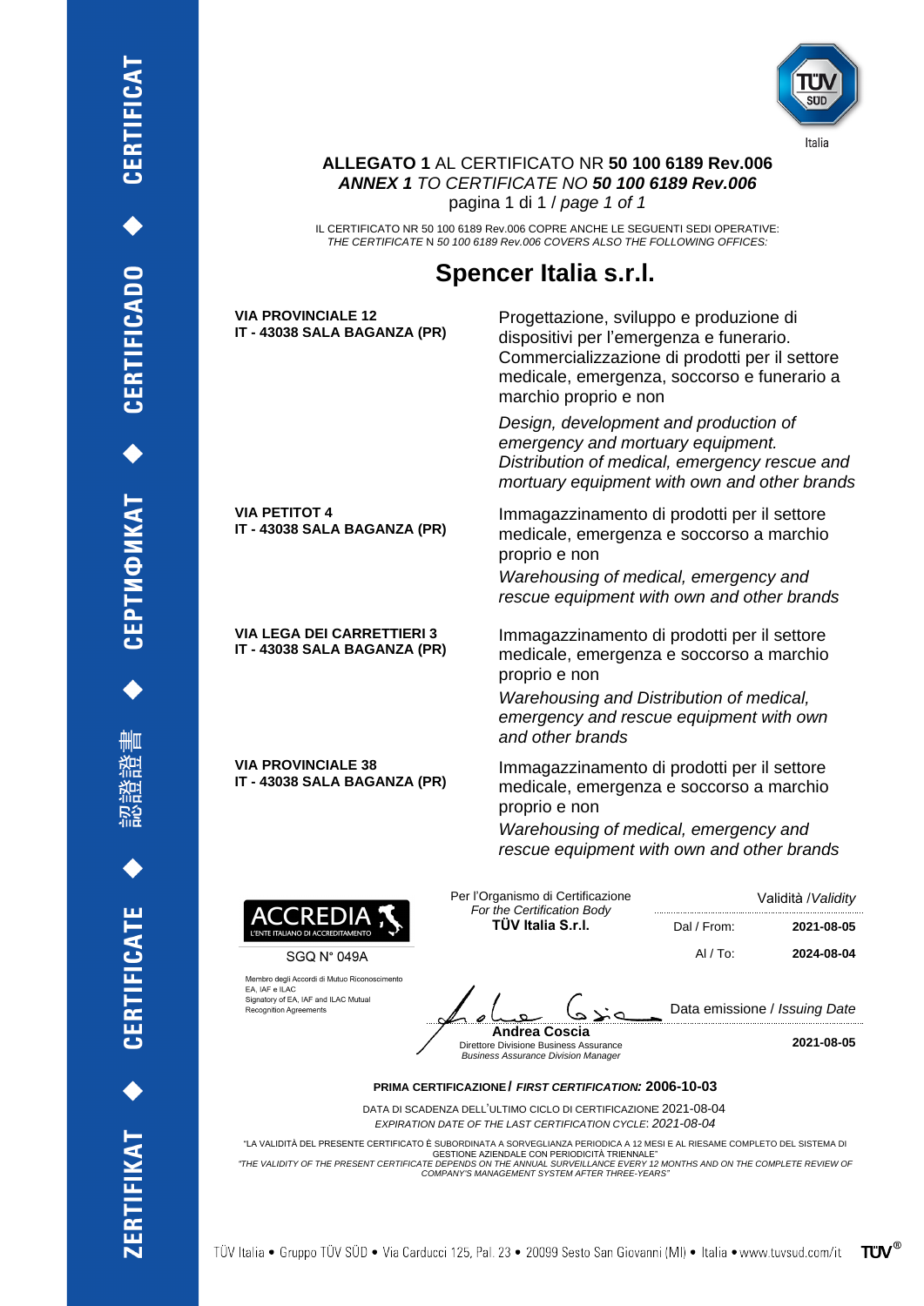**ALLEGATO 1** AL CERTIFICATO NR **50 100 6189 Rev.006**
***ANNEX 1*** *TO CERTIFICATE NO* ***50 100 6189 Rev.006***
pagina 1 di 1 / *page 1 of 1*

IL CERTIFICATO NR 50 100 6189 Rev.006 COPRE ANCHE LE SEGUENTI SEDI OPERATIVE:
*THE CERTIFICATE* N *50 100 6189 Rev.006 COVERS ALSO THE FOLLOWING OFFICES:*

# Spencer Italia s.r.l.

| | |
|---|---|
| **VIA PROVINCIALE 12**<br>**IT - 43038 SALA BAGANZA (PR)** | Progettazione, sviluppo e produzione di dispositivi per l'emergenza e funerario. Commercializzazione di prodotti per il settore medicale, emergenza, soccorso e funerario a marchio proprio e non<br>*Design, development and production of emergency and mortuary equipment. Distribution of medical, emergency rescue and mortuary equipment with own and other brands* |
| **VIA PETITOT 4**<br>**IT - 43038 SALA BAGANZA (PR)** | Immagazzinamento di prodotti per il settore medicale, emergenza e soccorso a marchio proprio e non<br>*Warehousing of medical, emergency and rescue equipment with own and other brands* |
| **VIA LEGA DEI CARRETTIERI 3**<br>**IT - 43038 SALA BAGANZA (PR)** | Immagazzinamento di prodotti per il settore medicale, emergenza e soccorso a marchio proprio e non<br>*Warehousing and Distribution of medical, emergency and rescue equipment with own and other brands* |
| **VIA PROVINCIALE 38**<br>**IT - 43038 SALA BAGANZA (PR)** | Immagazzinamento di prodotti per il settore medicale, emergenza e soccorso a marchio proprio e non<br>*Warehousing of medical, emergency and rescue equipment with own and other brands* |

ACCREDIA
L'ENTE ITALIANO DI ACCREDITAMENTO
SGQ N° 049A

Membro degli Accordi di Mutuo Riconoscimento EA, IAF e ILAC
Signatory of EA, IAF and ILAC Mutual Recognition Agreements

Per l'Organismo di Certificazione
*For the Certification Body*
**TÜV Italia S.r.l.**

**Andrea Coscia**
Direttore Divisione Business Assurance
*Business Assurance Division Manager*

| Validità /*Validity* | |
|---|---|
| Dal / From: | **2021-08-05** |
| Al / To: | **2024-08-04** |

Data emissione / *Issuing Date*
**2021-08-05**

**PRIMA CERTIFICAZIONE /** ***FIRST CERTIFICATION:*** **2006-10-03**

DATA DI SCADENZA DELL'ULTIMO CICLO DI CERTIFICAZIONE 2021-08-04
*EXPIRATION DATE OF THE LAST CERTIFICATION CYCLE: 2021-08-04*

"LA VALIDITÀ DEL PRESENTE CERTIFICATO È SUBORDINATA A SORVEGLIANZA PERIODICA A 12 MESI E AL RIESAME COMPLETO DEL SISTEMA DI GESTIONE AZIENDALE CON PERIODICITÀ TRIENNALE"
*"THE VALIDITY OF THE PRESENT CERTIFICATE DEPENDS ON THE ANNUAL SURVEILLANCE EVERY 12 MONTHS AND ON THE COMPLETE REVIEW OF COMPANY'S MANAGEMENT SYSTEM AFTER THREE-YEARS"*